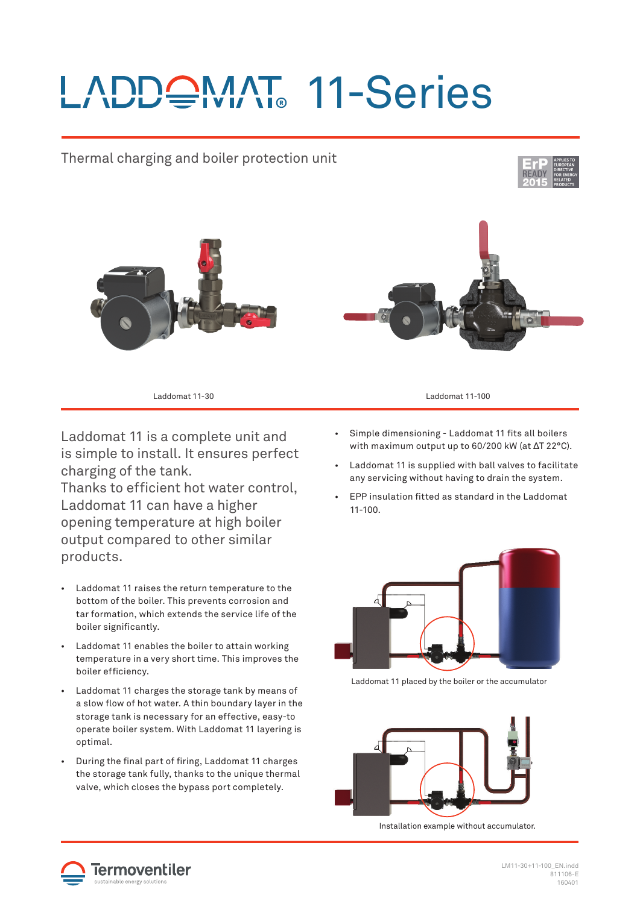# LADDOMAT® 11-Series

Thermal charging and boiler protection unit

ErP READY 2015 — APPLIES TO EUROPEAN DIRECTIVE FOR ENERGY RELATED PRODUCTS

Laddomat 11-30

Laddomat 11-100

Laddomat 11 is a complete unit and is simple to install. It ensures perfect charging of the tank.
Thanks to efficient hot water control, Laddomat 11 can have a higher opening temperature at high boiler output compared to other similar products.

- Laddomat 11 raises the return temperature to the bottom of the boiler. This prevents corrosion and tar formation, which extends the service life of the boiler significantly.
- Laddomat 11 enables the boiler to attain working temperature in a very short time. This improves the boiler efficiency.
- Laddomat 11 charges the storage tank by means of a slow flow of hot water. A thin boundary layer in the storage tank is necessary for an effective, easy-to operate boiler system. With Laddomat 11 layering is optimal.
- During the final part of firing, Laddomat 11 charges the storage tank fully, thanks to the unique thermal valve, which closes the bypass port completely.

- Simple dimensioning - Laddomat 11 fits all boilers with maximum output up to 60/200 kW (at ΔT 22°C).
- Laddomat 11 is supplied with ball valves to facilitate any servicing without having to drain the system.
- EPP insulation fitted as standard in the Laddomat 11-100.

Laddomat 11 placed by the boiler or the accumulator

Installation example without accumulator.

Termoventiler
sustainable energy solutions

LM11-30+11-100_EN.indd
811106-E
160401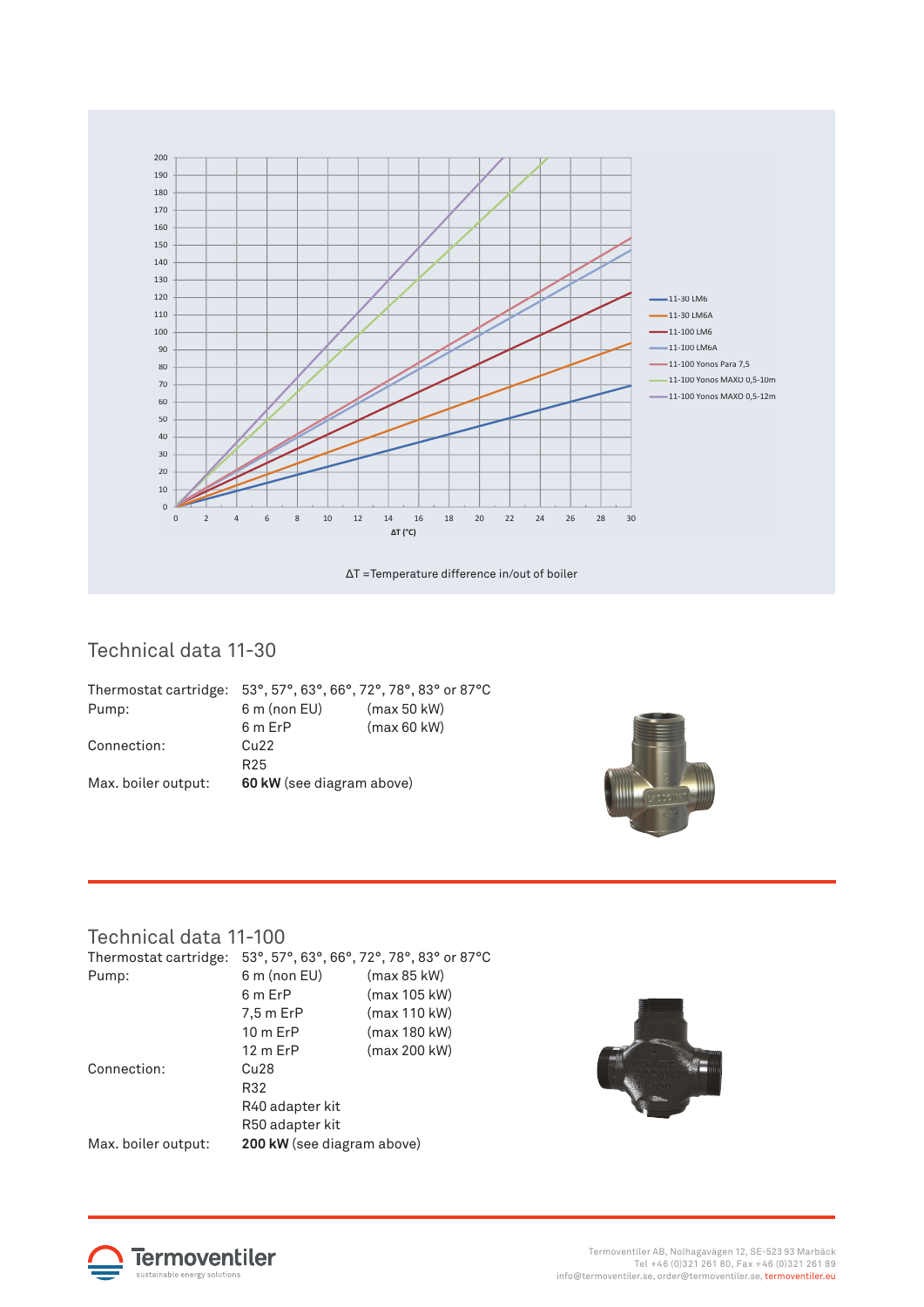200
190
180
170
160
150
140
130
120
110
100
90
80
70
60
50
40
30
20
10
0

0 2 4 6 8 10 12 14 16 18 20 22 24 26 28 30

ΔT (°C)

11-30 LM6
11-30 LM6A
11-100 LM6
11-100 LM6A
11-100 Yonos Para 7,5
11-100 Yonos MAXO 0,5-10m
11-100 Yonos MAXO 0,5-12m

ΔT =Temperature difference in/out of boiler

## Technical data 11-30

| | | |
|---|---|---|
| Thermostat cartridge: | 53°, 57°, 63°, 66°, 72°, 78°, 83° or 87°C | |
| Pump: | 6 m (non EU) | (max 50 kW) |
| | 6 m ErP | (max 60 kW) |
| Connection: | Cu22 | |
| | R25 | |
| Max. boiler output: | **60 kW** (see diagram above) | |

## Technical data 11-100

| | | |
|---|---|---|
| Thermostat cartridge: | 53°, 57°, 63°, 66°, 72°, 78°, 83° or 87°C | |
| Pump: | 6 m (non EU) | (max 85 kW) |
| | 6 m ErP | (max 105 kW) |
| | 7,5 m ErP | (max 110 kW) |
| | 10 m ErP | (max 180 kW) |
| | 12 m ErP | (max 200 kW) |
| Connection: | Cu28 | |
| | R32 | |
| | R40 adapter kit | |
| | R50 adapter kit | |
| Max. boiler output: | **200 kW** (see diagram above) | |

Termoventiler
sustainable energy solutions

Termoventiler AB, Nolhagavägen 12, SE-523 93 Marbäck
Tel +46 (0)321 261 80, Fax +46 (0)321 261 89
info@termoventiler.se, order@termoventiler.se, termoventiler.eu